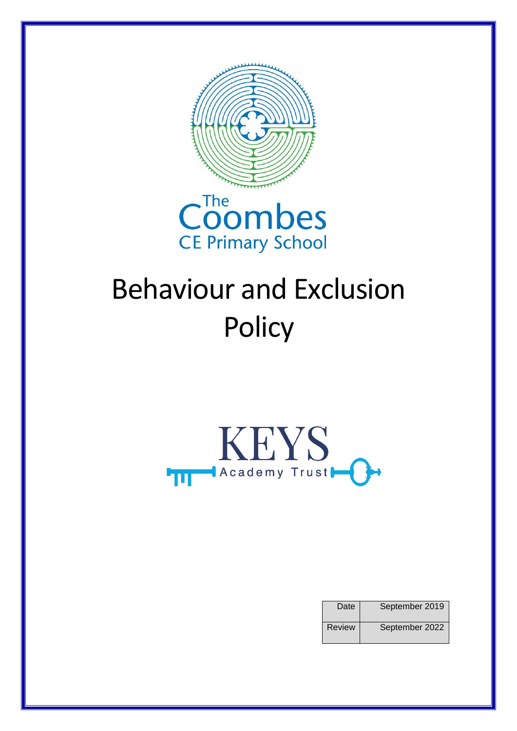The Coombes CE Primary School

# Behaviour and Exclusion Policy

KEYS Academy Trust

| Date | September 2019 |
|---|---|
| Review | September 2022 |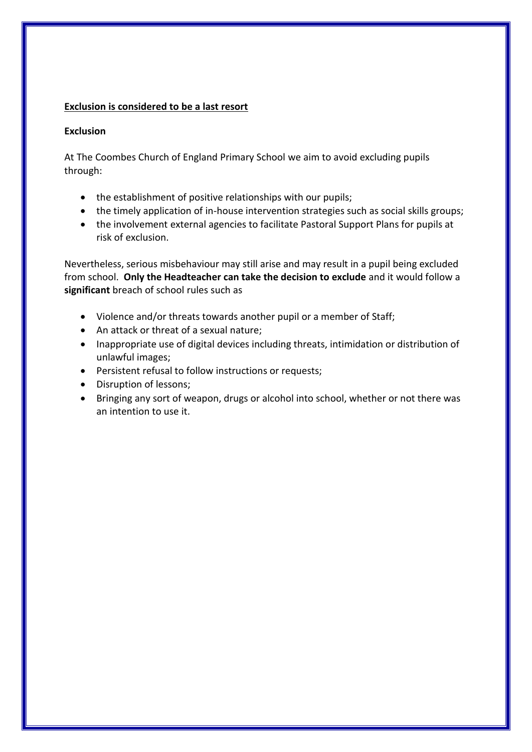## **<u>Exclusion is considered to be a last resort</u>**

### **Exclusion**

At The Coombes Church of England Primary School we aim to avoid excluding pupils through:

- the establishment of positive relationships with our pupils;
- the timely application of in-house intervention strategies such as social skills groups;
- the involvement external agencies to facilitate Pastoral Support Plans for pupils at risk of exclusion.

Nevertheless, serious misbehaviour may still arise and may result in a pupil being excluded from school. **Only the Headteacher can take the decision to exclude** and it would follow a **significant** breach of school rules such as

- Violence and/or threats towards another pupil or a member of Staff;
- An attack or threat of a sexual nature;
- Inappropriate use of digital devices including threats, intimidation or distribution of unlawful images;
- Persistent refusal to follow instructions or requests;
- Disruption of lessons;
- Bringing any sort of weapon, drugs or alcohol into school, whether or not there was an intention to use it.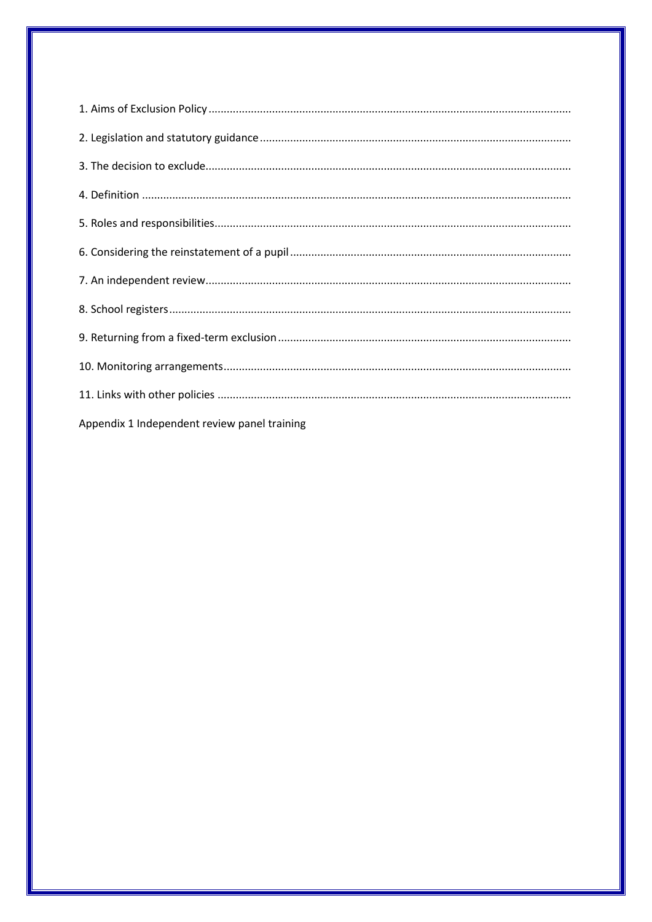1. Aims of Exclusion Policy
2. Legislation and statutory guidance
3. The decision to exclude
4. Definition
5. Roles and responsibilities
6. Considering the reinstatement of a pupil
7. An independent review
8. School registers
9. Returning from a fixed-term exclusion
10. Monitoring arrangements
11. Links with other policies

Appendix 1 Independent review panel training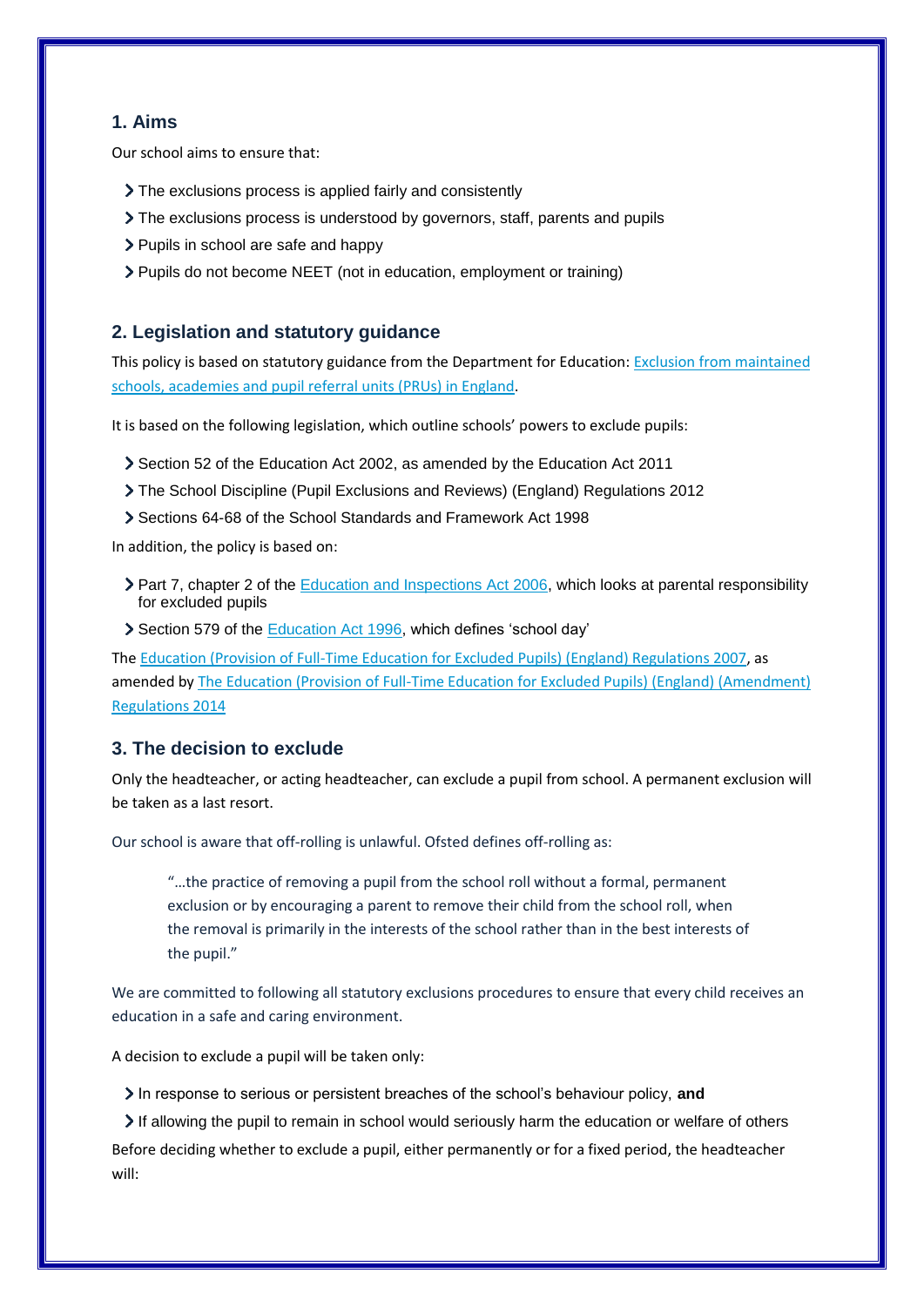## 1. Aims

Our school aims to ensure that:

- The exclusions process is applied fairly and consistently
- The exclusions process is understood by governors, staff, parents and pupils
- Pupils in school are safe and happy
- Pupils do not become NEET (not in education, employment or training)

## 2. Legislation and statutory guidance

This policy is based on statutory guidance from the Department for Education: Exclusion from maintained schools, academies and pupil referral units (PRUs) in England.

It is based on the following legislation, which outline schools' powers to exclude pupils:

- Section 52 of the Education Act 2002, as amended by the Education Act 2011
- The School Discipline (Pupil Exclusions and Reviews) (England) Regulations 2012
- Sections 64-68 of the School Standards and Framework Act 1998

In addition, the policy is based on:

- Part 7, chapter 2 of the Education and Inspections Act 2006, which looks at parental responsibility for excluded pupils
- Section 579 of the Education Act 1996, which defines 'school day'

The Education (Provision of Full-Time Education for Excluded Pupils) (England) Regulations 2007, as amended by The Education (Provision of Full-Time Education for Excluded Pupils) (England) (Amendment) Regulations 2014

## 3. The decision to exclude

Only the headteacher, or acting headteacher, can exclude a pupil from school. A permanent exclusion will be taken as a last resort.

Our school is aware that off-rolling is unlawful. Ofsted defines off-rolling as:

> "…the practice of removing a pupil from the school roll without a formal, permanent exclusion or by encouraging a parent to remove their child from the school roll, when the removal is primarily in the interests of the school rather than in the best interests of the pupil."

We are committed to following all statutory exclusions procedures to ensure that every child receives an education in a safe and caring environment.

A decision to exclude a pupil will be taken only:

- In response to serious or persistent breaches of the school's behaviour policy, **and**
- If allowing the pupil to remain in school would seriously harm the education or welfare of others

Before deciding whether to exclude a pupil, either permanently or for a fixed period, the headteacher will: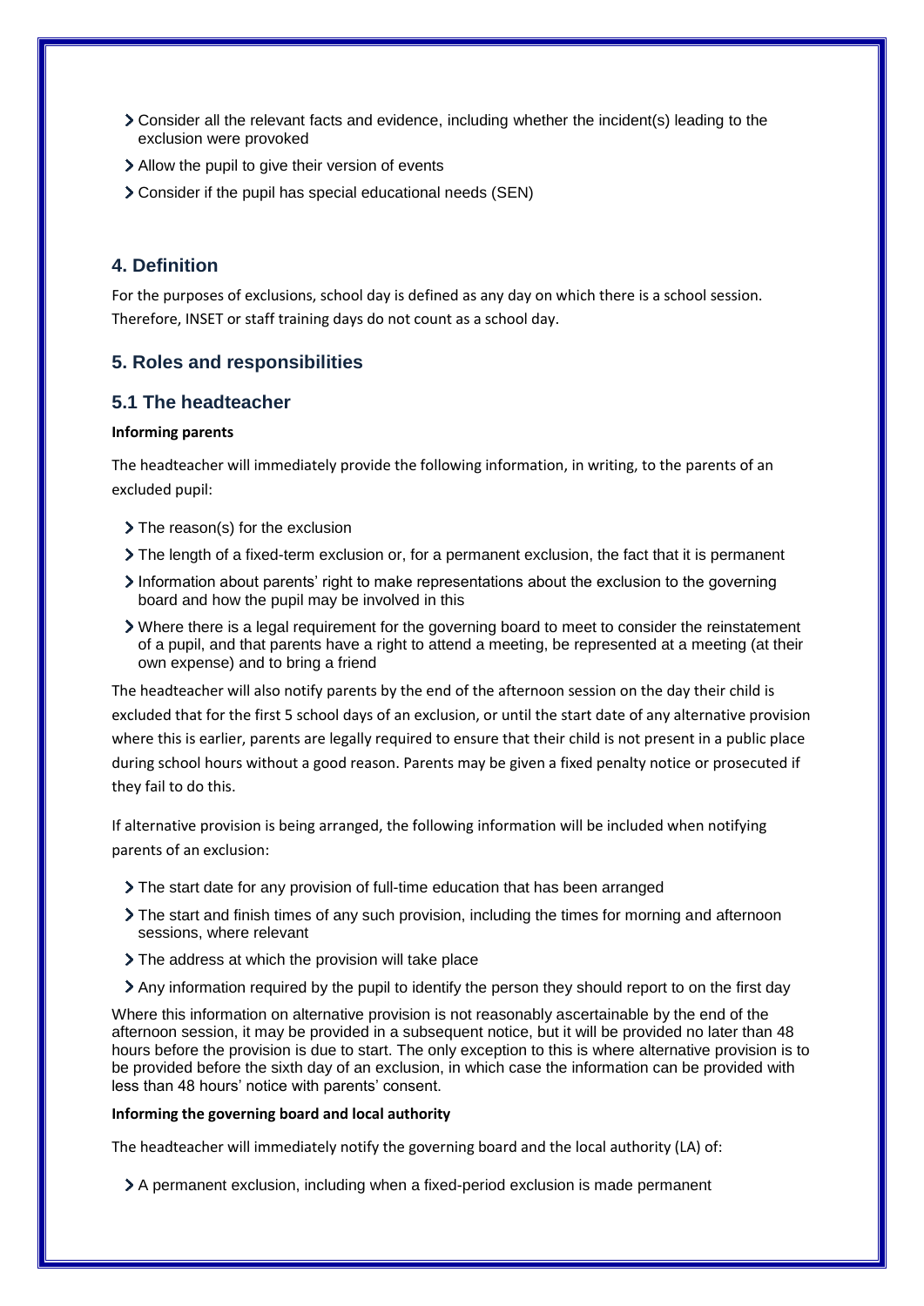- Consider all the relevant facts and evidence, including whether the incident(s) leading to the exclusion were provoked
- Allow the pupil to give their version of events
- Consider if the pupil has special educational needs (SEN)

## 4. Definition

For the purposes of exclusions, school day is defined as any day on which there is a school session. Therefore, INSET or staff training days do not count as a school day.

## 5. Roles and responsibilities

### 5.1 The headteacher

**Informing parents**

The headteacher will immediately provide the following information, in writing, to the parents of an excluded pupil:

- The reason(s) for the exclusion
- The length of a fixed-term exclusion or, for a permanent exclusion, the fact that it is permanent
- Information about parents' right to make representations about the exclusion to the governing board and how the pupil may be involved in this
- Where there is a legal requirement for the governing board to meet to consider the reinstatement of a pupil, and that parents have a right to attend a meeting, be represented at a meeting (at their own expense) and to bring a friend

The headteacher will also notify parents by the end of the afternoon session on the day their child is excluded that for the first 5 school days of an exclusion, or until the start date of any alternative provision where this is earlier, parents are legally required to ensure that their child is not present in a public place during school hours without a good reason. Parents may be given a fixed penalty notice or prosecuted if they fail to do this.

If alternative provision is being arranged, the following information will be included when notifying parents of an exclusion:

- The start date for any provision of full-time education that has been arranged
- The start and finish times of any such provision, including the times for morning and afternoon sessions, where relevant
- The address at which the provision will take place
- Any information required by the pupil to identify the person they should report to on the first day

Where this information on alternative provision is not reasonably ascertainable by the end of the afternoon session, it may be provided in a subsequent notice, but it will be provided no later than 48 hours before the provision is due to start. The only exception to this is where alternative provision is to be provided before the sixth day of an exclusion, in which case the information can be provided with less than 48 hours' notice with parents' consent.

**Informing the governing board and local authority**

The headteacher will immediately notify the governing board and the local authority (LA) of:

- A permanent exclusion, including when a fixed-period exclusion is made permanent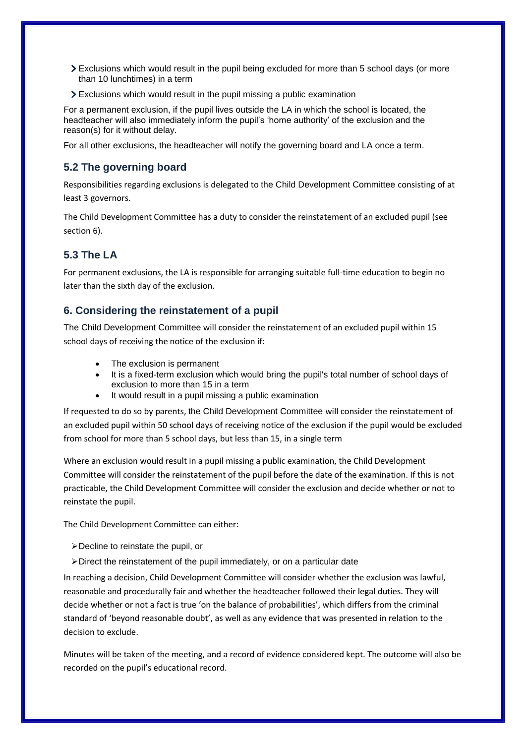- Exclusions which would result in the pupil being excluded for more than 5 school days (or more than 10 lunchtimes) in a term
- Exclusions which would result in the pupil missing a public examination

For a permanent exclusion, if the pupil lives outside the LA in which the school is located, the headteacher will also immediately inform the pupil's 'home authority' of the exclusion and the reason(s) for it without delay.

For all other exclusions, the headteacher will notify the governing board and LA once a term.

### 5.2 The governing board

Responsibilities regarding exclusions is delegated to the Child Development Committee consisting of at least 3 governors.

The Child Development Committee has a duty to consider the reinstatement of an excluded pupil (see section 6).

### 5.3 The LA

For permanent exclusions, the LA is responsible for arranging suitable full-time education to begin no later than the sixth day of the exclusion.

## 6. Considering the reinstatement of a pupil

The Child Development Committee will consider the reinstatement of an excluded pupil within 15 school days of receiving the notice of the exclusion if:

- The exclusion is permanent
- It is a fixed-term exclusion which would bring the pupil's total number of school days of exclusion to more than 15 in a term
- It would result in a pupil missing a public examination

If requested to do so by parents, the Child Development Committee will consider the reinstatement of an excluded pupil within 50 school days of receiving notice of the exclusion if the pupil would be excluded from school for more than 5 school days, but less than 15, in a single term

Where an exclusion would result in a pupil missing a public examination, the Child Development Committee will consider the reinstatement of the pupil before the date of the examination. If this is not practicable, the Child Development Committee will consider the exclusion and decide whether or not to reinstate the pupil.

The Child Development Committee can either:

- Decline to reinstate the pupil, or
- Direct the reinstatement of the pupil immediately, or on a particular date

In reaching a decision, Child Development Committee will consider whether the exclusion was lawful, reasonable and procedurally fair and whether the headteacher followed their legal duties. They will decide whether or not a fact is true 'on the balance of probabilities', which differs from the criminal standard of 'beyond reasonable doubt', as well as any evidence that was presented in relation to the decision to exclude.

Minutes will be taken of the meeting, and a record of evidence considered kept. The outcome will also be recorded on the pupil's educational record.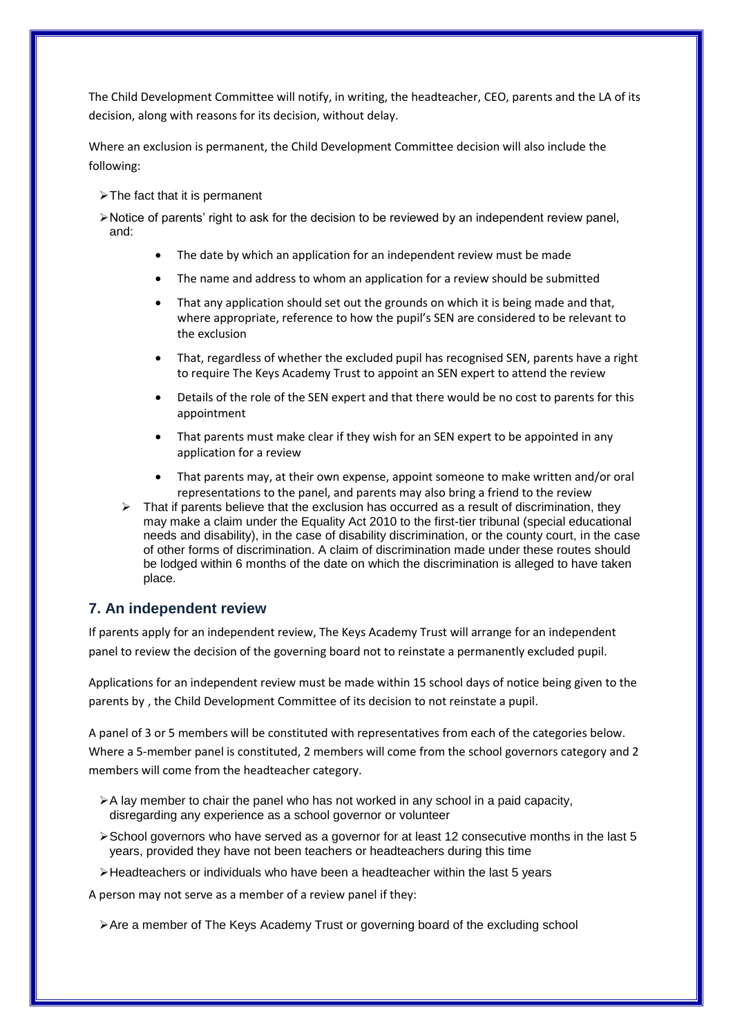The Child Development Committee will notify, in writing, the headteacher, CEO, parents and the LA of its decision, along with reasons for its decision, without delay.

Where an exclusion is permanent, the Child Development Committee decision will also include the following:

- The fact that it is permanent
- Notice of parents' right to ask for the decision to be reviewed by an independent review panel, and:
    - The date by which an application for an independent review must be made
    - The name and address to whom an application for a review should be submitted
    - That any application should set out the grounds on which it is being made and that, where appropriate, reference to how the pupil's SEN are considered to be relevant to the exclusion
    - That, regardless of whether the excluded pupil has recognised SEN, parents have a right to require The Keys Academy Trust to appoint an SEN expert to attend the review
    - Details of the role of the SEN expert and that there would be no cost to parents for this appointment
    - That parents must make clear if they wish for an SEN expert to be appointed in any application for a review
    - That parents may, at their own expense, appoint someone to make written and/or oral representations to the panel, and parents may also bring a friend to the review
- That if parents believe that the exclusion has occurred as a result of discrimination, they may make a claim under the Equality Act 2010 to the first-tier tribunal (special educational needs and disability), in the case of disability discrimination, or the county court, in the case of other forms of discrimination. A claim of discrimination made under these routes should be lodged within 6 months of the date on which the discrimination is alleged to have taken place.

## 7. An independent review

If parents apply for an independent review, The Keys Academy Trust will arrange for an independent panel to review the decision of the governing board not to reinstate a permanently excluded pupil.

Applications for an independent review must be made within 15 school days of notice being given to the parents by , the Child Development Committee of its decision to not reinstate a pupil.

A panel of 3 or 5 members will be constituted with representatives from each of the categories below. Where a 5-member panel is constituted, 2 members will come from the school governors category and 2 members will come from the headteacher category.

- A lay member to chair the panel who has not worked in any school in a paid capacity, disregarding any experience as a school governor or volunteer
- School governors who have served as a governor for at least 12 consecutive months in the last 5 years, provided they have not been teachers or headteachers during this time
- Headteachers or individuals who have been a headteacher within the last 5 years

A person may not serve as a member of a review panel if they:

- Are a member of The Keys Academy Trust or governing board of the excluding school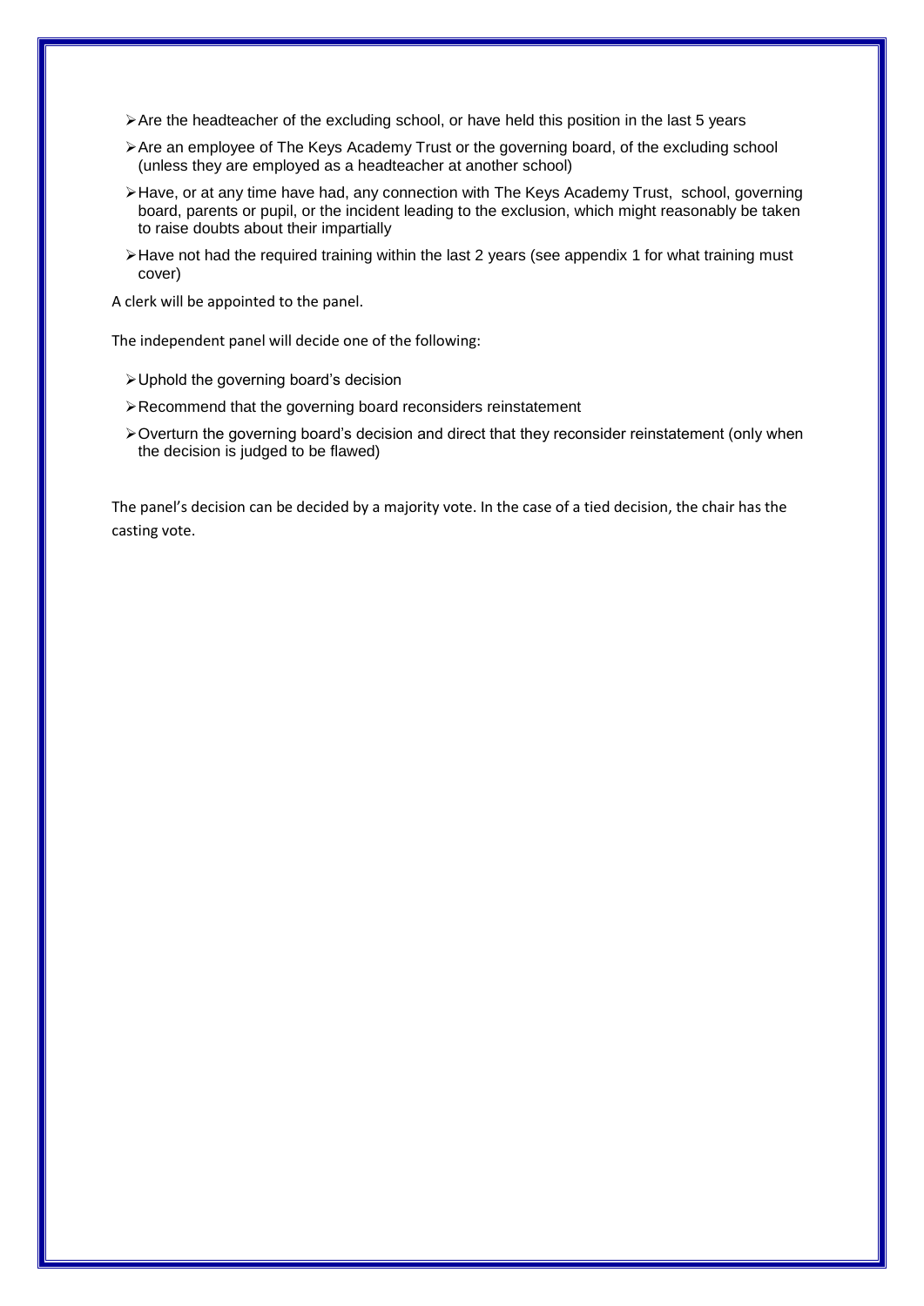- Are the headteacher of the excluding school, or have held this position in the last 5 years
- Are an employee of The Keys Academy Trust or the governing board, of the excluding school (unless they are employed as a headteacher at another school)
- Have, or at any time have had, any connection with The Keys Academy Trust, school, governing board, parents or pupil, or the incident leading to the exclusion, which might reasonably be taken to raise doubts about their impartially
- Have not had the required training within the last 2 years (see appendix 1 for what training must cover)

A clerk will be appointed to the panel.

The independent panel will decide one of the following:

- Uphold the governing board's decision
- Recommend that the governing board reconsiders reinstatement
- Overturn the governing board's decision and direct that they reconsider reinstatement (only when the decision is judged to be flawed)

The panel's decision can be decided by a majority vote. In the case of a tied decision, the chair has the casting vote.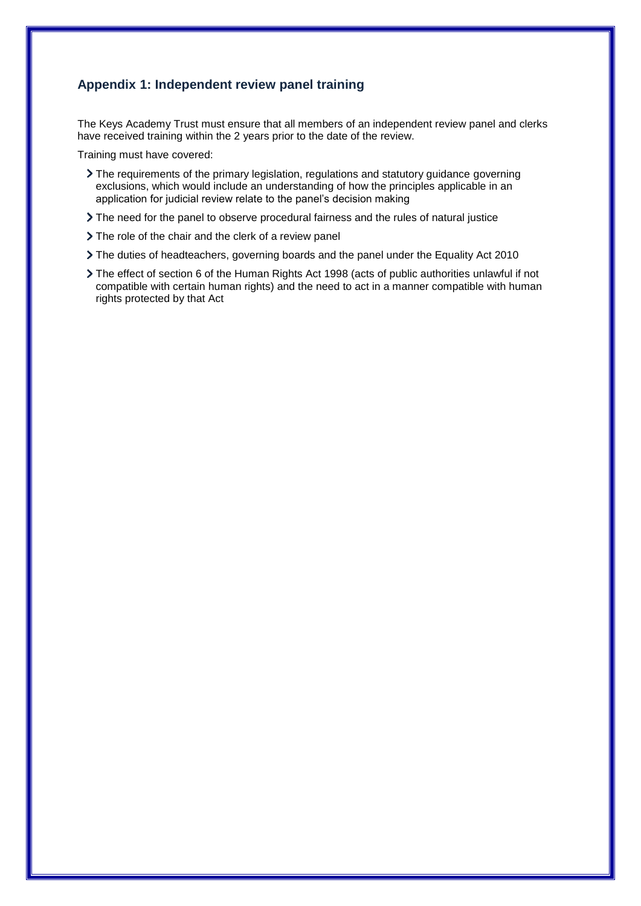## Appendix 1: Independent review panel training

The Keys Academy Trust must ensure that all members of an independent review panel and clerks have received training within the 2 years prior to the date of the review.

Training must have covered:

- The requirements of the primary legislation, regulations and statutory guidance governing exclusions, which would include an understanding of how the principles applicable in an application for judicial review relate to the panel's decision making
- The need for the panel to observe procedural fairness and the rules of natural justice
- The role of the chair and the clerk of a review panel
- The duties of headteachers, governing boards and the panel under the Equality Act 2010
- The effect of section 6 of the Human Rights Act 1998 (acts of public authorities unlawful if not compatible with certain human rights) and the need to act in a manner compatible with human rights protected by that Act